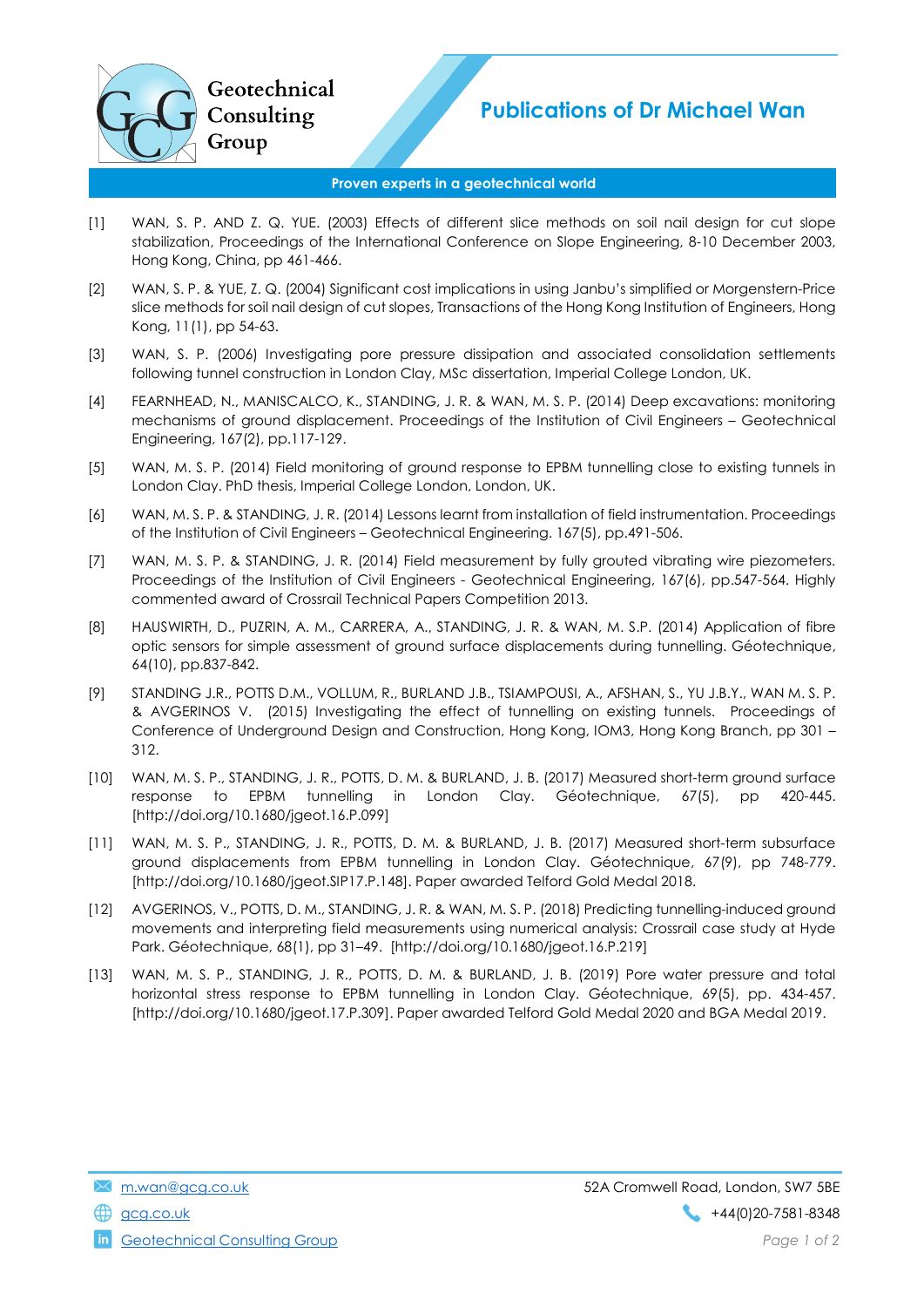Geotechnical Consulting Group

# Publications of Dr Michael Wan

**Proven experts in a geotechnical world**

[1] WAN, S. P. AND Z. Q. YUE. (2003) Effects of different slice methods on soil nail design for cut slope stabilization, Proceedings of the International Conference on Slope Engineering, 8-10 December 2003, Hong Kong, China, pp 461-466.

[2] WAN, S. P. & YUE, Z. Q. (2004) Significant cost implications in using Janbu's simplified or Morgenstern-Price slice methods for soil nail design of cut slopes, Transactions of the Hong Kong Institution of Engineers, Hong Kong, 11(1), pp 54-63.

[3] WAN, S. P. (2006) Investigating pore pressure dissipation and associated consolidation settlements following tunnel construction in London Clay, MSc dissertation, Imperial College London, UK.

[4] FEARNHEAD, N., MANISCALCO, K., STANDING, J. R. & WAN, M. S. P. (2014) Deep excavations: monitoring mechanisms of ground displacement. Proceedings of the Institution of Civil Engineers – Geotechnical Engineering, 167(2), pp.117-129.

[5] WAN, M. S. P. (2014) Field monitoring of ground response to EPBM tunnelling close to existing tunnels in London Clay. PhD thesis, Imperial College London, London, UK.

[6] WAN, M. S. P. & STANDING, J. R. (2014) Lessons learnt from installation of field instrumentation. Proceedings of the Institution of Civil Engineers – Geotechnical Engineering. 167(5), pp.491-506.

[7] WAN, M. S. P. & STANDING, J. R. (2014) Field measurement by fully grouted vibrating wire piezometers. Proceedings of the Institution of Civil Engineers - Geotechnical Engineering, 167(6), pp.547-564. Highly commented award of Crossrail Technical Papers Competition 2013.

[8] HAUSWIRTH, D., PUZRIN, A. M., CARRERA, A., STANDING, J. R. & WAN, M. S.P. (2014) Application of fibre optic sensors for simple assessment of ground surface displacements during tunnelling. Géotechnique, 64(10), pp.837-842.

[9] STANDING J.R., POTTS D.M., VOLLUM, R., BURLAND J.B., TSIAMPOUSI, A., AFSHAN, S., YU J.B.Y., WAN M. S. P. & AVGERINOS V. (2015) Investigating the effect of tunnelling on existing tunnels. Proceedings of Conference of Underground Design and Construction, Hong Kong, IOM3, Hong Kong Branch, pp 301 – 312.

[10] WAN, M. S. P., STANDING, J. R., POTTS, D. M. & BURLAND, J. B. (2017) Measured short-term ground surface response to EPBM tunnelling in London Clay. Géotechnique, 67(5), pp 420-445. [http://doi.org/10.1680/jgeot.16.P.099]

[11] WAN, M. S. P., STANDING, J. R., POTTS, D. M. & BURLAND, J. B. (2017) Measured short-term subsurface ground displacements from EPBM tunnelling in London Clay. Géotechnique, 67(9), pp 748-779. [http://doi.org/10.1680/jgeot.SIP17.P.148]. Paper awarded Telford Gold Medal 2018.

[12] AVGERINOS, V., POTTS, D. M., STANDING, J. R. & WAN, M. S. P. (2018) Predicting tunnelling-induced ground movements and interpreting field measurements using numerical analysis: Crossrail case study at Hyde Park. Géotechnique, 68(1), pp 31–49. [http://doi.org/10.1680/jgeot.16.P.219]

[13] WAN, M. S. P., STANDING, J. R., POTTS, D. M. & BURLAND, J. B. (2019) Pore water pressure and total horizontal stress response to EPBM tunnelling in London Clay. Géotechnique, 69(5), pp. 434-457. [http://doi.org/10.1680/jgeot.17.P.309]. Paper awarded Telford Gold Medal 2020 and BGA Medal 2019.

m.wan@gcg.co.uk
gcg.co.uk
Geotechnical Consulting Group
52A Cromwell Road, London, SW7 5BE
+44(0)20-7581-8348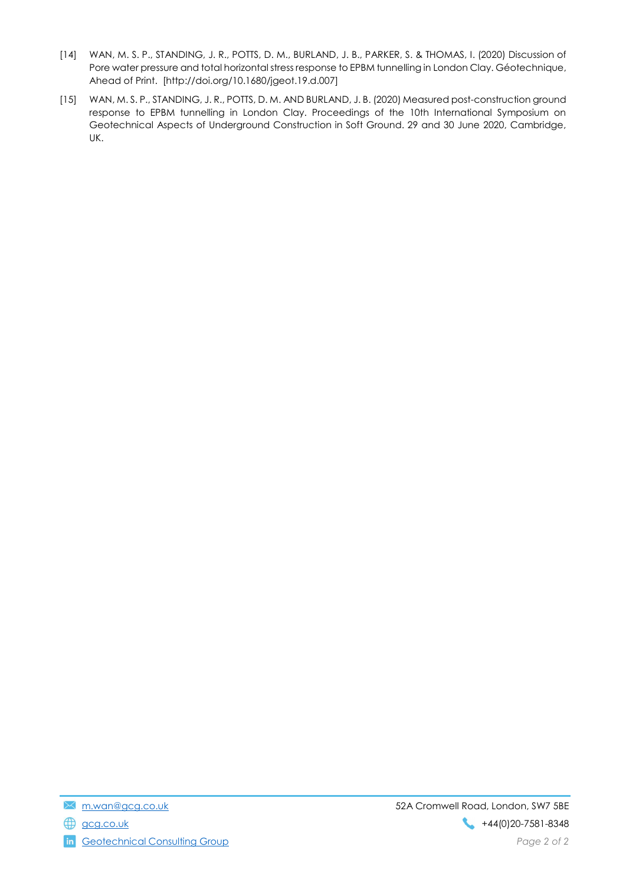[14] WAN, M. S. P., STANDING, J. R., POTTS, D. M., BURLAND, J. B., PARKER, S. & THOMAS, I. (2020) Discussion of Pore water pressure and total horizontal stress response to EPBM tunnelling in London Clay. Géotechnique, Ahead of Print. [http://doi.org/10.1680/jgeot.19.d.007]

[15] WAN, M. S. P., STANDING, J. R., POTTS, D. M. AND BURLAND, J. B. (2020) Measured post-construction ground response to EPBM tunnelling in London Clay. Proceedings of the 10th International Symposium on Geotechnical Aspects of Underground Construction in Soft Ground. 29 and 30 June 2020, Cambridge, UK.

m.wan@gcg.co.uk

gcg.co.uk

Geotechnical Consulting Group

52A Cromwell Road, London, SW7 5BE

+44(0)20-7581-8348